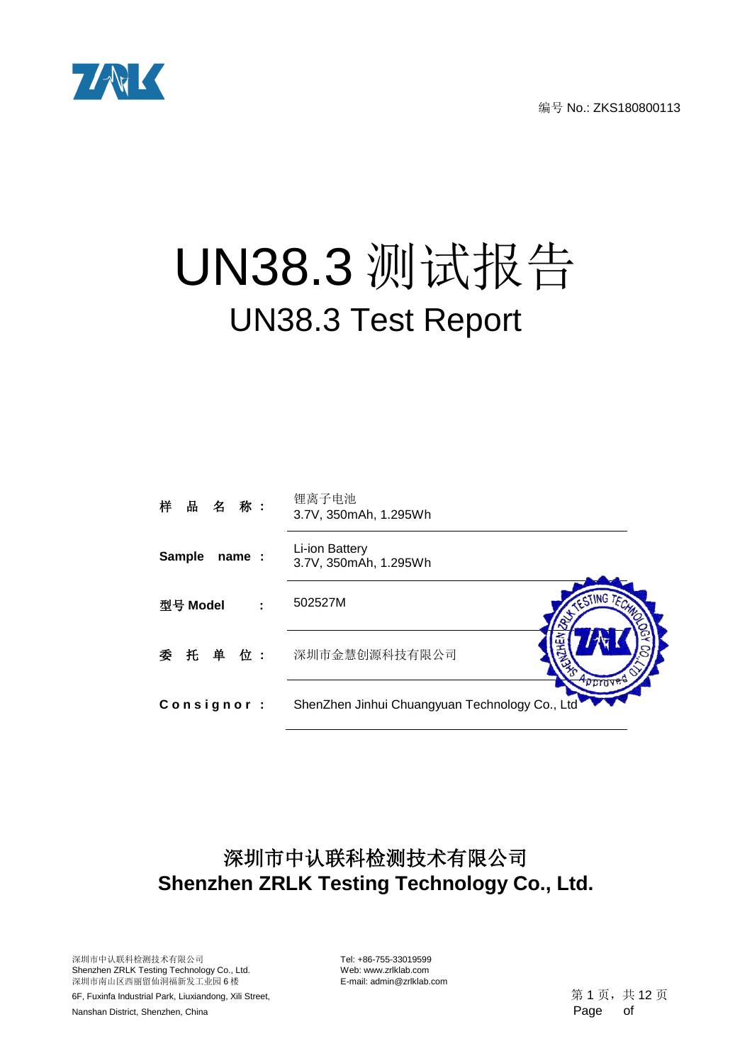编号 No.: ZKS180800113

# UN38.3 测试报告

## UN38.3 Test Report

| | |
|---|---|
| **样 品 名 称：** | 锂离子电池<br>3.7V, 350mAh, 1.295Wh |
| **Sample name：** | Li-ion Battery<br>3.7V, 350mAh, 1.295Wh |
| **型号 Model：** | 502527M |
| **委 托 单 位：** | 深圳市金慧创源科技有限公司 |
| **Consignor：** | ShenZhen Jinhui Chuangyuan Technology Co., Ltd |

## 深圳市中认联科检测技术有限公司
## Shenzhen ZRLK Testing Technology Co., Ltd.

深圳市中认联科检测技术有限公司
Shenzhen ZRLK Testing Technology Co., Ltd.
深圳市南山区西丽留仙洞福新发工业园 6 楼
6F, Fuxinfa Industrial Park, Liuxiandong, Xili Street,
Nanshan District, Shenzhen, China

Tel: +86-755-33019599
Web: www.zrlklab.com
E-mail: admin@zrlklab.com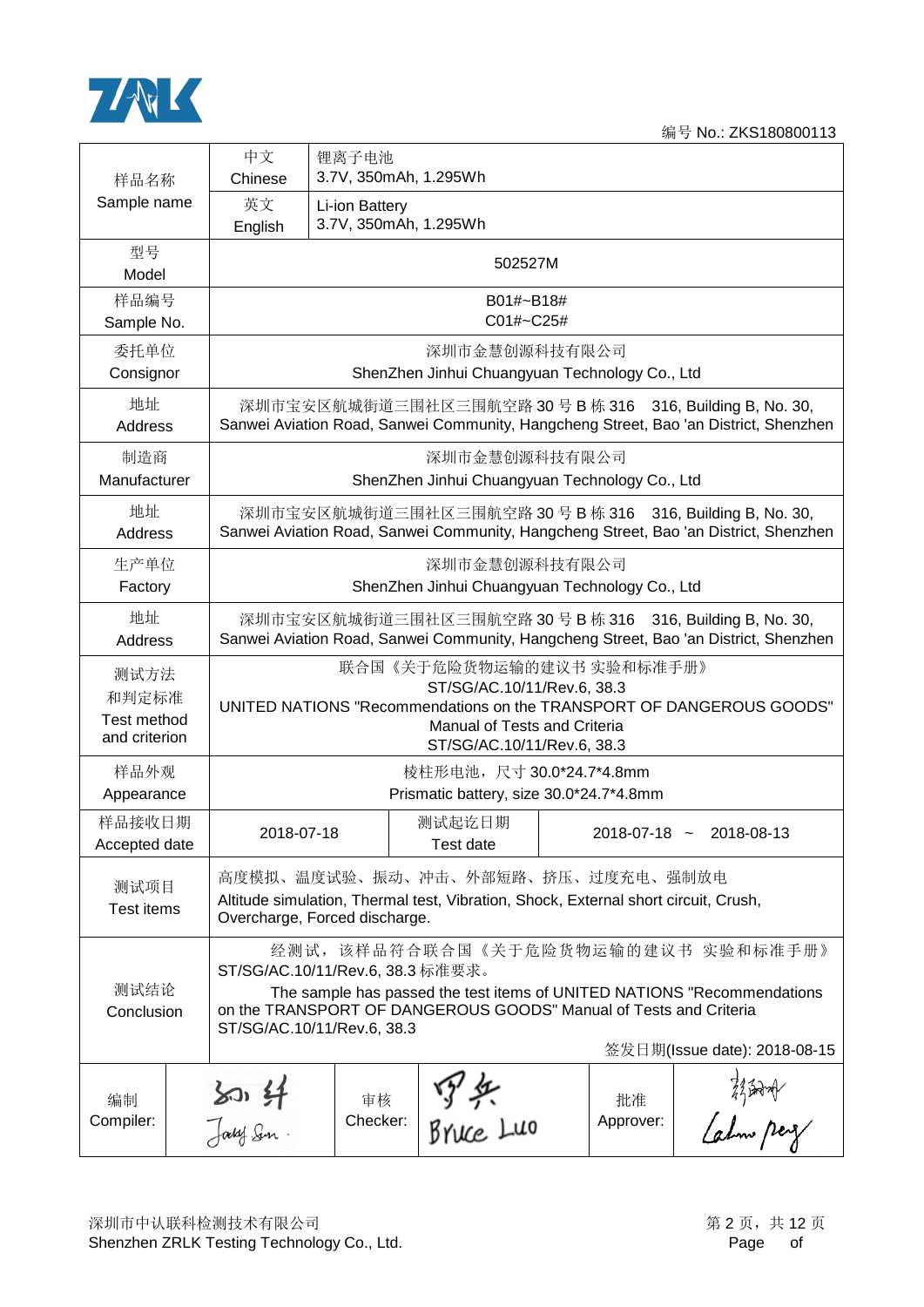编号 No.: ZKS180800113

| 样品名称 Sample name | 中文 Chinese | 锂离子电池 3.7V, 350mAh, 1.295Wh | | |
|---|---|---|---|---|
| | 英文 English | Li-ion Battery 3.7V, 350mAh, 1.295Wh | | |
| 型号 Model | 502527M | | | |
| 样品编号 Sample No. | B01#~B18# C01#~C25# | | | |
| 委托单位 Consignor | 深圳市金慧创源科技有限公司 ShenZhen Jinhui Chuangyuan Technology Co., Ltd | | | |
| 地址 Address | 深圳市宝安区航城街道三围社区三围航空路 30 号 B 栋 316　316, Building B, No. 30, Sanwei Aviation Road, Sanwei Community, Hangcheng Street, Bao 'an District, Shenzhen | | | |
| 制造商 Manufacturer | 深圳市金慧创源科技有限公司 ShenZhen Jinhui Chuangyuan Technology Co., Ltd | | | |
| 地址 Address | 深圳市宝安区航城街道三围社区三围航空路 30 号 B 栋 316　316, Building B, No. 30, Sanwei Aviation Road, Sanwei Community, Hangcheng Street, Bao 'an District, Shenzhen | | | |
| 生产单位 Factory | 深圳市金慧创源科技有限公司 ShenZhen Jinhui Chuangyuan Technology Co., Ltd | | | |
| 地址 Address | 深圳市宝安区航城街道三围社区三围航空路 30 号 B 栋 316　316, Building B, No. 30, Sanwei Aviation Road, Sanwei Community, Hangcheng Street, Bao 'an District, Shenzhen | | | |
| 测试方法和判定标准 Test method and criterion | 联合国《关于危险货物运输的建议书 实验和标准手册》 ST/SG/AC.10/11/Rev.6, 38.3 UNITED NATIONS "Recommendations on the TRANSPORT OF DANGEROUS GOODS" Manual of Tests and Criteria ST/SG/AC.10/11/Rev.6, 38.3 | | | |
| 样品外观 Appearance | 棱柱形电池，尺寸 30.0*24.7*4.8mm Prismatic battery, size 30.0*24.7*4.8mm | | | |
| 样品接收日期 Accepted date | 2018-07-18 | 测试起讫日期 Test date | 2018-07-18 ~ 2018-08-13 | |
| 测试项目 Test items | 高度模拟、温度试验、振动、冲击、外部短路、挤压、过度充电、强制放电 Altitude simulation, Thermal test, Vibration, Shock, External short circuit, Crush, Overcharge, Forced discharge. | | | |
| 测试结论 Conclusion | 经测试，该样品符合联合国《关于危险货物运输的建议书 实验和标准手册》ST/SG/AC.10/11/Rev.6, 38.3 标准要求。 The sample has passed the test items of UNITED NATIONS "Recommendations on the TRANSPORT OF DANGEROUS GOODS" Manual of Tests and Criteria ST/SG/AC.10/11/Rev.6, 38.3 签发日期(Issue date): 2018-08-15 | | | |

| 编制 Compiler: | (signature) Jacky Sun | 审核 Checker: | (signature) Bruce Luo | 批准 Approver: | (signature) Calvin Peng |
|---|---|---|---|---|---|

深圳市中认联科检测技术有限公司
Shenzhen ZRLK Testing Technology Co., Ltd.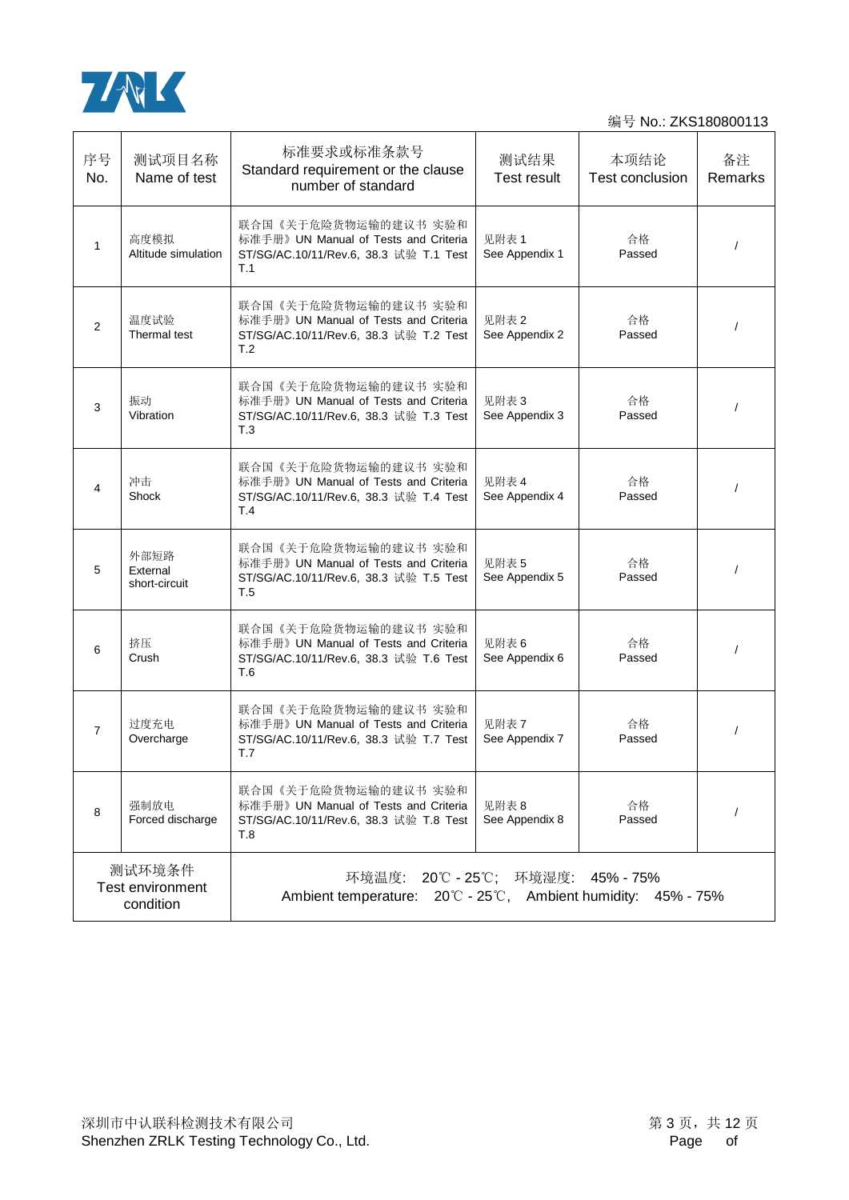编号 No.: ZKS180800113

| 序号 No. | 测试项目名称 Name of test | 标准要求或标准条款号 Standard requirement or the clause number of standard | 测试结果 Test result | 本项结论 Test conclusion | 备注 Remarks |
|---|---|---|---|---|---|
| 1 | 高度模拟 Altitude simulation | 联合国《关于危险货物运输的建议书 实验和标准手册》UN Manual of Tests and Criteria ST/SG/AC.10/11/Rev.6, 38.3 试验 T.1 Test T.1 | 见附表 1 See Appendix 1 | 合格 Passed | / |
| 2 | 温度试验 Thermal test | 联合国《关于危险货物运输的建议书 实验和标准手册》UN Manual of Tests and Criteria ST/SG/AC.10/11/Rev.6, 38.3 试验 T.2 Test T.2 | 见附表 2 See Appendix 2 | 合格 Passed | / |
| 3 | 振动 Vibration | 联合国《关于危险货物运输的建议书 实验和标准手册》UN Manual of Tests and Criteria ST/SG/AC.10/11/Rev.6, 38.3 试验 T.3 Test T.3 | 见附表 3 See Appendix 3 | 合格 Passed | / |
| 4 | 冲击 Shock | 联合国《关于危险货物运输的建议书 实验和标准手册》UN Manual of Tests and Criteria ST/SG/AC.10/11/Rev.6, 38.3 试验 T.4 Test T.4 | 见附表 4 See Appendix 4 | 合格 Passed | / |
| 5 | 外部短路 External short-circuit | 联合国《关于危险货物运输的建议书 实验和标准手册》UN Manual of Tests and Criteria ST/SG/AC.10/11/Rev.6, 38.3 试验 T.5 Test T.5 | 见附表 5 See Appendix 5 | 合格 Passed | / |
| 6 | 挤压 Crush | 联合国《关于危险货物运输的建议书 实验和标准手册》UN Manual of Tests and Criteria ST/SG/AC.10/11/Rev.6, 38.3 试验 T.6 Test T.6 | 见附表 6 See Appendix 6 | 合格 Passed | / |
| 7 | 过度充电 Overcharge | 联合国《关于危险货物运输的建议书 实验和标准手册》UN Manual of Tests and Criteria ST/SG/AC.10/11/Rev.6, 38.3 试验 T.7 Test T.7 | 见附表 7 See Appendix 7 | 合格 Passed | / |
| 8 | 强制放电 Forced discharge | 联合国《关于危险货物运输的建议书 实验和标准手册》UN Manual of Tests and Criteria ST/SG/AC.10/11/Rev.6, 38.3 试验 T.8 Test T.8 | 见附表 8 See Appendix 8 | 合格 Passed | / |
| 测试环境条件 Test environment condition | | 环境温度: 20℃ - 25℃; 环境湿度: 45% - 75% Ambient temperature: 20℃ - 25℃, Ambient humidity: 45% - 75% | | | |

深圳市中认联科检测技术有限公司
Shenzhen ZRLK Testing Technology Co., Ltd.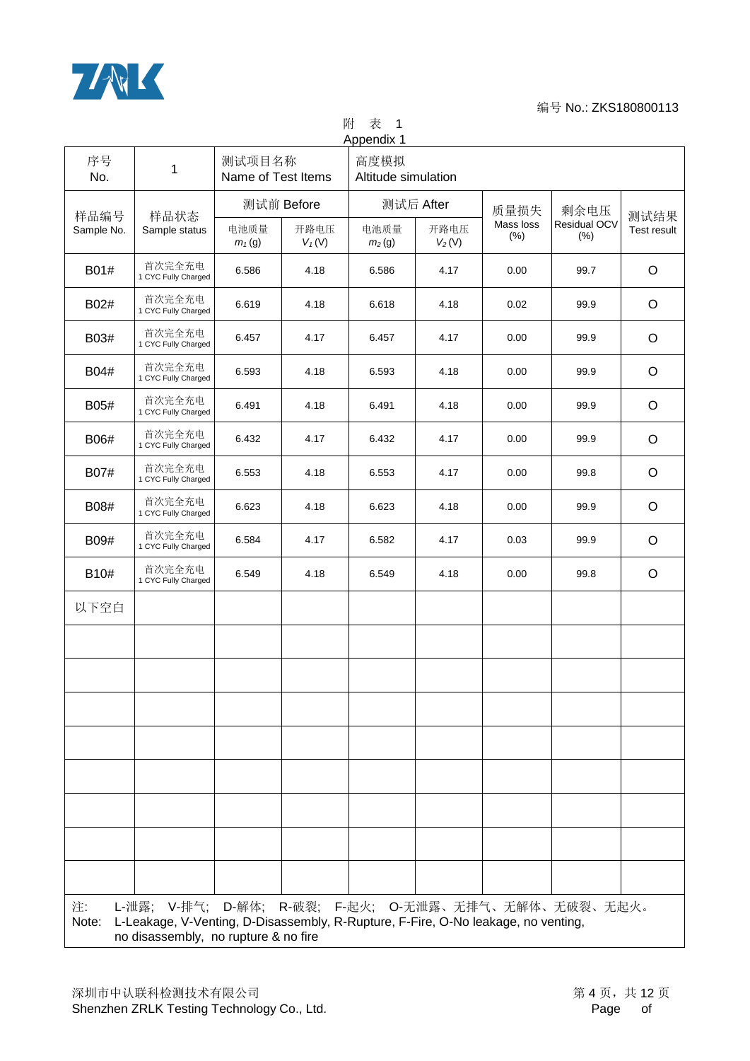编号 No.: ZKS180800113

附 表 1
Appendix 1

| 序号<br>No. | 1 | 测试项目名称<br>Name of Test Items | | 高度模拟<br>Altitude simulation | | | | |
|---|---|---|---|---|---|---|---|---|
| 样品编号<br>Sample No. | 样品状态<br>Sample status | 测试前 Before | | 测试后 After | | 质量损失<br>Mass loss (%) | 剩余电压<br>Residual OCV (%) | 测试结果<br>Test result |
| | | 电池质量<br>$m_1$ (g) | 开路电压<br>$V_1$ (V) | 电池质量<br>$m_2$ (g) | 开路电压<br>$V_2$ (V) | | | |
| B01# | 首次完全充电<br>1 CYC Fully Charged | 6.586 | 4.18 | 6.586 | 4.17 | 0.00 | 99.7 | O |
| B02# | 首次完全充电<br>1 CYC Fully Charged | 6.619 | 4.18 | 6.618 | 4.18 | 0.02 | 99.9 | O |
| B03# | 首次完全充电<br>1 CYC Fully Charged | 6.457 | 4.17 | 6.457 | 4.17 | 0.00 | 99.9 | O |
| B04# | 首次完全充电<br>1 CYC Fully Charged | 6.593 | 4.18 | 6.593 | 4.18 | 0.00 | 99.9 | O |
| B05# | 首次完全充电<br>1 CYC Fully Charged | 6.491 | 4.18 | 6.491 | 4.18 | 0.00 | 99.9 | O |
| B06# | 首次完全充电<br>1 CYC Fully Charged | 6.432 | 4.17 | 6.432 | 4.17 | 0.00 | 99.9 | O |
| B07# | 首次完全充电<br>1 CYC Fully Charged | 6.553 | 4.18 | 6.553 | 4.17 | 0.00 | 99.8 | O |
| B08# | 首次完全充电<br>1 CYC Fully Charged | 6.623 | 4.18 | 6.623 | 4.18 | 0.00 | 99.9 | O |
| B09# | 首次完全充电<br>1 CYC Fully Charged | 6.584 | 4.17 | 6.582 | 4.17 | 0.03 | 99.9 | O |
| B10# | 首次完全充电<br>1 CYC Fully Charged | 6.549 | 4.18 | 6.549 | 4.18 | 0.00 | 99.8 | O |
| 以下空白 | | | | | | | | |

注: L-泄露; V-排气; D-解体; R-破裂; F-起火; O-无泄露、无排气、无解体、无破裂、无起火。
Note: L-Leakage, V-Venting, D-Disassembly, R-Rupture, F-Fire, O-No leakage, no venting, no disassembly, no rupture & no fire

深圳市中认联科检测技术有限公司
Shenzhen ZRLK Testing Technology Co., Ltd.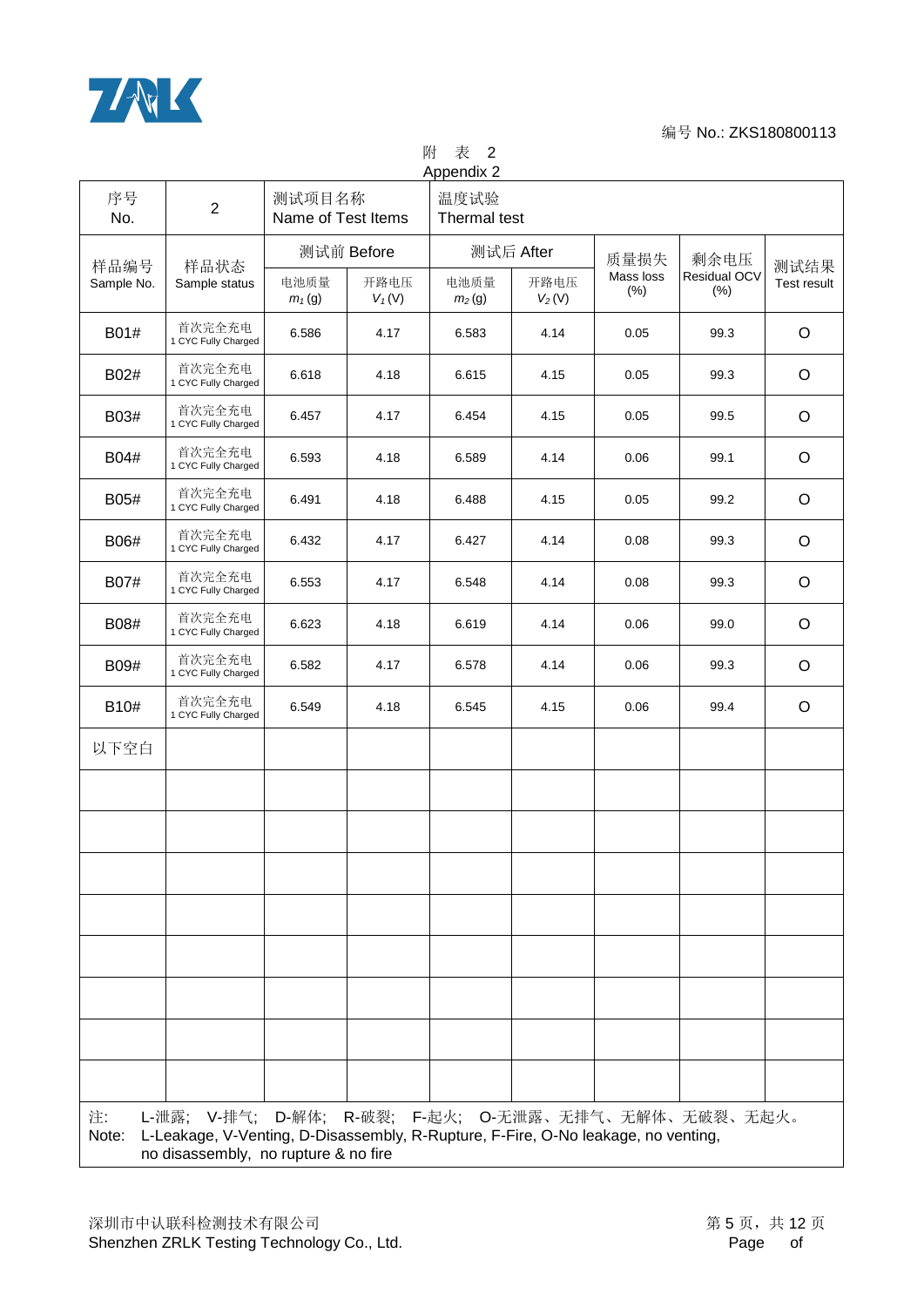编号 No.: ZKS180800113

附 表 2
Appendix 2

| 序号 No. | 2 | 测试项目名称 Name of Test Items | | 温度试验 Thermal test | | | | |
|---|---|---|---|---|---|---|---|---|
| 样品编号 Sample No. | 样品状态 Sample status | 测试前 Before | | 测试后 After | | 质量损失 Mass loss (%) | 剩余电压 Residual OCV (%) | 测试结果 Test result |
| | | 电池质量 $m_1$ (g) | 开路电压 $V_1$ (V) | 电池质量 $m_2$ (g) | 开路电压 $V_2$ (V) | | | |
| B01# | 首次完全充电 1 CYC Fully Charged | 6.586 | 4.17 | 6.583 | 4.14 | 0.05 | 99.3 | O |
| B02# | 首次完全充电 1 CYC Fully Charged | 6.618 | 4.18 | 6.615 | 4.15 | 0.05 | 99.3 | O |
| B03# | 首次完全充电 1 CYC Fully Charged | 6.457 | 4.17 | 6.454 | 4.15 | 0.05 | 99.5 | O |
| B04# | 首次完全充电 1 CYC Fully Charged | 6.593 | 4.18 | 6.589 | 4.14 | 0.06 | 99.1 | O |
| B05# | 首次完全充电 1 CYC Fully Charged | 6.491 | 4.18 | 6.488 | 4.15 | 0.05 | 99.2 | O |
| B06# | 首次完全充电 1 CYC Fully Charged | 6.432 | 4.17 | 6.427 | 4.14 | 0.08 | 99.3 | O |
| B07# | 首次完全充电 1 CYC Fully Charged | 6.553 | 4.17 | 6.548 | 4.14 | 0.08 | 99.3 | O |
| B08# | 首次完全充电 1 CYC Fully Charged | 6.623 | 4.18 | 6.619 | 4.14 | 0.06 | 99.0 | O |
| B09# | 首次完全充电 1 CYC Fully Charged | 6.582 | 4.17 | 6.578 | 4.14 | 0.06 | 99.3 | O |
| B10# | 首次完全充电 1 CYC Fully Charged | 6.549 | 4.18 | 6.545 | 4.15 | 0.06 | 99.4 | O |
| 以下空白 | | | | | | | | |
| | | | | | | | | |
| | | | | | | | | |
| | | | | | | | | |
| | | | | | | | | |
| | | | | | | | | |
| | | | | | | | | |
| | | | | | | | | |
| | | | | | | | | |

注: L-泄露; V-排气; D-解体; R-破裂; F-起火; O-无泄露、无排气、无解体、无破裂、无起火。
Note: L-Leakage, V-Venting, D-Disassembly, R-Rupture, F-Fire, O-No leakage, no venting, no disassembly, no rupture & no fire

深圳市中认联科检测技术有限公司
Shenzhen ZRLK Testing Technology Co., Ltd.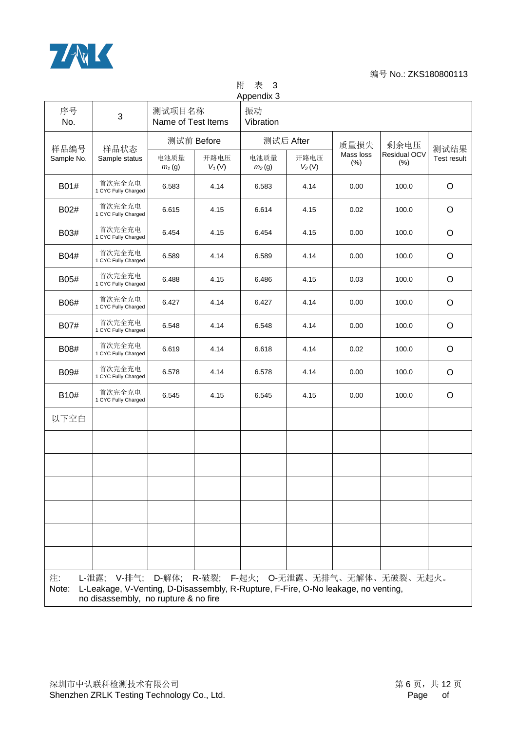编号 No.: ZKS180800113

附 表 3
Appendix 3

| 序号 No. | 3 | 测试项目名称 Name of Test Items | | 振动 Vibration | | | | |
|---|---|---|---|---|---|---|---|---|
| 样品编号 Sample No. | 样品状态 Sample status | 测试前 Before | | 测试后 After | | 质量损失 Mass loss (%) | 剩余电压 Residual OCV (%) | 测试结果 Test result |
| | | 电池质量 $m_1$ (g) | 开路电压 $V_1$ (V) | 电池质量 $m_2$ (g) | 开路电压 $V_2$ (V) | | | |
| B01# | 首次完全充电 1 CYC Fully Charged | 6.583 | 4.14 | 6.583 | 4.14 | 0.00 | 100.0 | O |
| B02# | 首次完全充电 1 CYC Fully Charged | 6.615 | 4.15 | 6.614 | 4.15 | 0.02 | 100.0 | O |
| B03# | 首次完全充电 1 CYC Fully Charged | 6.454 | 4.15 | 6.454 | 4.15 | 0.00 | 100.0 | O |
| B04# | 首次完全充电 1 CYC Fully Charged | 6.589 | 4.14 | 6.589 | 4.14 | 0.00 | 100.0 | O |
| B05# | 首次完全充电 1 CYC Fully Charged | 6.488 | 4.15 | 6.486 | 4.15 | 0.03 | 100.0 | O |
| B06# | 首次完全充电 1 CYC Fully Charged | 6.427 | 4.14 | 6.427 | 4.14 | 0.00 | 100.0 | O |
| B07# | 首次完全充电 1 CYC Fully Charged | 6.548 | 4.14 | 6.548 | 4.14 | 0.00 | 100.0 | O |
| B08# | 首次完全充电 1 CYC Fully Charged | 6.619 | 4.14 | 6.618 | 4.14 | 0.02 | 100.0 | O |
| B09# | 首次完全充电 1 CYC Fully Charged | 6.578 | 4.14 | 6.578 | 4.14 | 0.00 | 100.0 | O |
| B10# | 首次完全充电 1 CYC Fully Charged | 6.545 | 4.15 | 6.545 | 4.15 | 0.00 | 100.0 | O |
| 以下空白 | | | | | | | | |
| | | | | | | | | |
| | | | | | | | | |
| | | | | | | | | |
| | | | | | | | | |
| | | | | | | | | |
| | | | | | | | | |

注: L-泄露; V-排气; D-解体; R-破裂; F-起火; O-无泄露、无排气、无解体、无破裂、无起火。
Note: L-Leakage, V-Venting, D-Disassembly, R-Rupture, F-Fire, O-No leakage, no venting, no disassembly, no rupture & no fire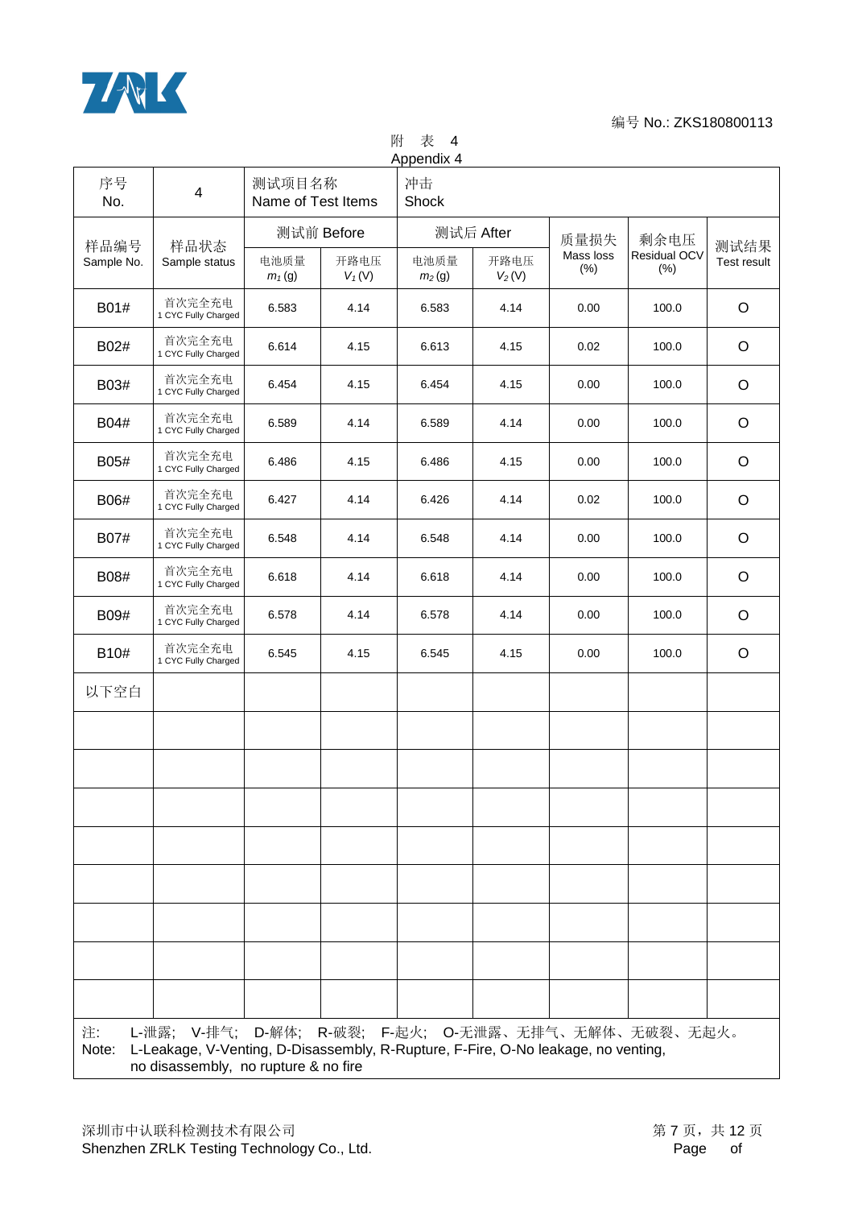编号 No.: ZKS180800113

附 表 4
Appendix 4

| 序号 No. | 4 | 测试项目名称 Name of Test Items | | 冲击 Shock | | | | |
|---|---|---|---|---|---|---|---|---|
| 样品编号 Sample No. | 样品状态 Sample status | 测试前 Before | | 测试后 After | | 质量损失 Mass loss (%) | 剩余电压 Residual OCV (%) | 测试结果 Test result |
| | | 电池质量 $m_1$ (g) | 开路电压 $V_1$ (V) | 电池质量 $m_2$ (g) | 开路电压 $V_2$ (V) | | | |
| B01# | 首次完全充电 1 CYC Fully Charged | 6.583 | 4.14 | 6.583 | 4.14 | 0.00 | 100.0 | O |
| B02# | 首次完全充电 1 CYC Fully Charged | 6.614 | 4.15 | 6.613 | 4.15 | 0.02 | 100.0 | O |
| B03# | 首次完全充电 1 CYC Fully Charged | 6.454 | 4.15 | 6.454 | 4.15 | 0.00 | 100.0 | O |
| B04# | 首次完全充电 1 CYC Fully Charged | 6.589 | 4.14 | 6.589 | 4.14 | 0.00 | 100.0 | O |
| B05# | 首次完全充电 1 CYC Fully Charged | 6.486 | 4.15 | 6.486 | 4.15 | 0.00 | 100.0 | O |
| B06# | 首次完全充电 1 CYC Fully Charged | 6.427 | 4.14 | 6.426 | 4.14 | 0.02 | 100.0 | O |
| B07# | 首次完全充电 1 CYC Fully Charged | 6.548 | 4.14 | 6.548 | 4.14 | 0.00 | 100.0 | O |
| B08# | 首次完全充电 1 CYC Fully Charged | 6.618 | 4.14 | 6.618 | 4.14 | 0.00 | 100.0 | O |
| B09# | 首次完全充电 1 CYC Fully Charged | 6.578 | 4.14 | 6.578 | 4.14 | 0.00 | 100.0 | O |
| B10# | 首次完全充电 1 CYC Fully Charged | 6.545 | 4.15 | 6.545 | 4.15 | 0.00 | 100.0 | O |
| 以下空白 | | | | | | | | |

注: L-泄露; V-排气; D-解体; R-破裂; F-起火; O-无泄露、无排气、无解体、无破裂、无起火。
Note: L-Leakage, V-Venting, D-Disassembly, R-Rupture, F-Fire, O-No leakage, no venting, no disassembly, no rupture & no fire

深圳市中认联科检测技术有限公司
Shenzhen ZRLK Testing Technology Co., Ltd.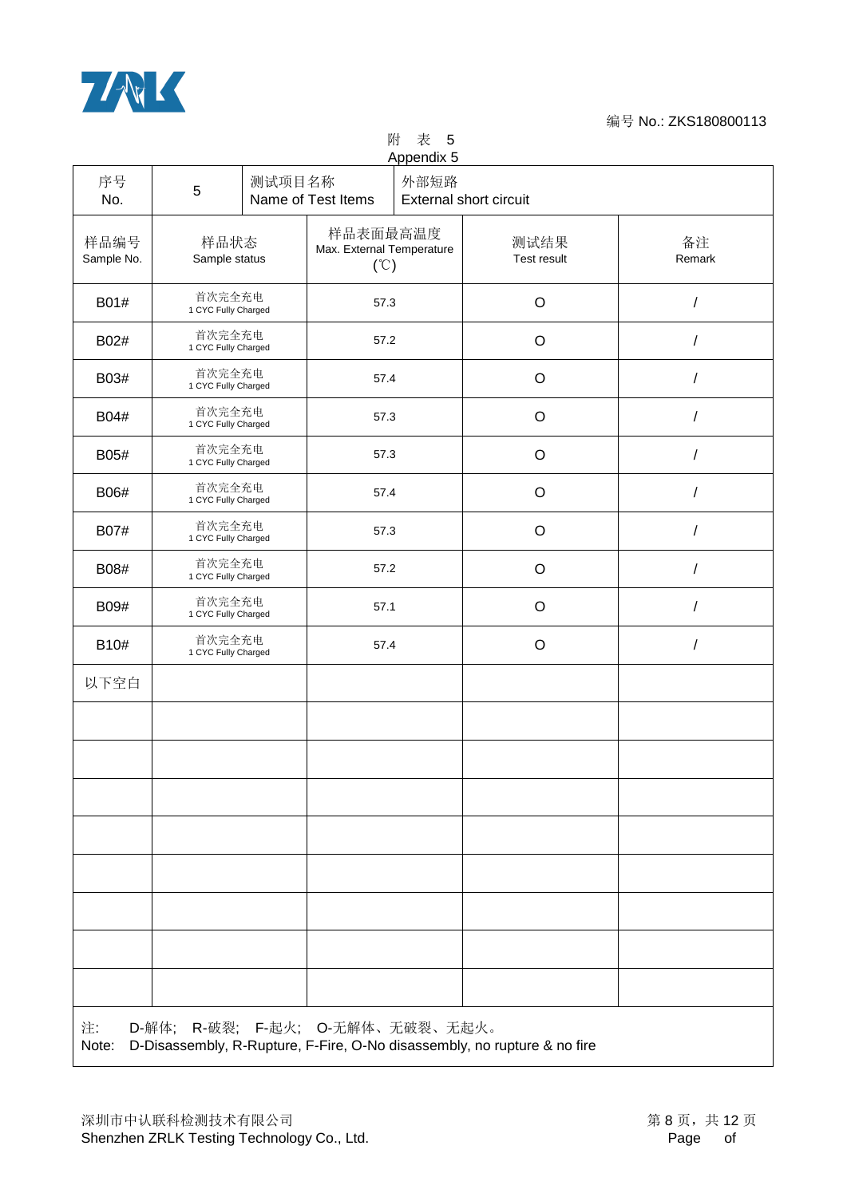编号 No.: ZKS180800113

附 表 5
Appendix 5

| 序号 No. | 5 | 测试项目名称 Name of Test Items | 外部短路 External short circuit | |
|---|---|---|---|---|
| 样品编号 Sample No. | 样品状态 Sample status | 样品表面最高温度 Max. External Temperature (℃) | 测试结果 Test result | 备注 Remark |
| B01# | 首次完全充电 1 CYC Fully Charged | 57.3 | O | / |
| B02# | 首次完全充电 1 CYC Fully Charged | 57.2 | O | / |
| B03# | 首次完全充电 1 CYC Fully Charged | 57.4 | O | / |
| B04# | 首次完全充电 1 CYC Fully Charged | 57.3 | O | / |
| B05# | 首次完全充电 1 CYC Fully Charged | 57.3 | O | / |
| B06# | 首次完全充电 1 CYC Fully Charged | 57.4 | O | / |
| B07# | 首次完全充电 1 CYC Fully Charged | 57.3 | O | / |
| B08# | 首次完全充电 1 CYC Fully Charged | 57.2 | O | / |
| B09# | 首次完全充电 1 CYC Fully Charged | 57.1 | O | / |
| B10# | 首次完全充电 1 CYC Fully Charged | 57.4 | O | / |
| 以下空白 | | | | |
| | | | | |
| | | | | |
| | | | | |
| | | | | |
| | | | | |
| | | | | |
| | | | | |
| | | | | |

注: D-解体; R-破裂; F-起火; O-无解体、无破裂、无起火。
Note: D-Disassembly, R-Rupture, F-Fire, O-No disassembly, no rupture & no fire

深圳市中认联科检测技术有限公司
Shenzhen ZRLK Testing Technology Co., Ltd.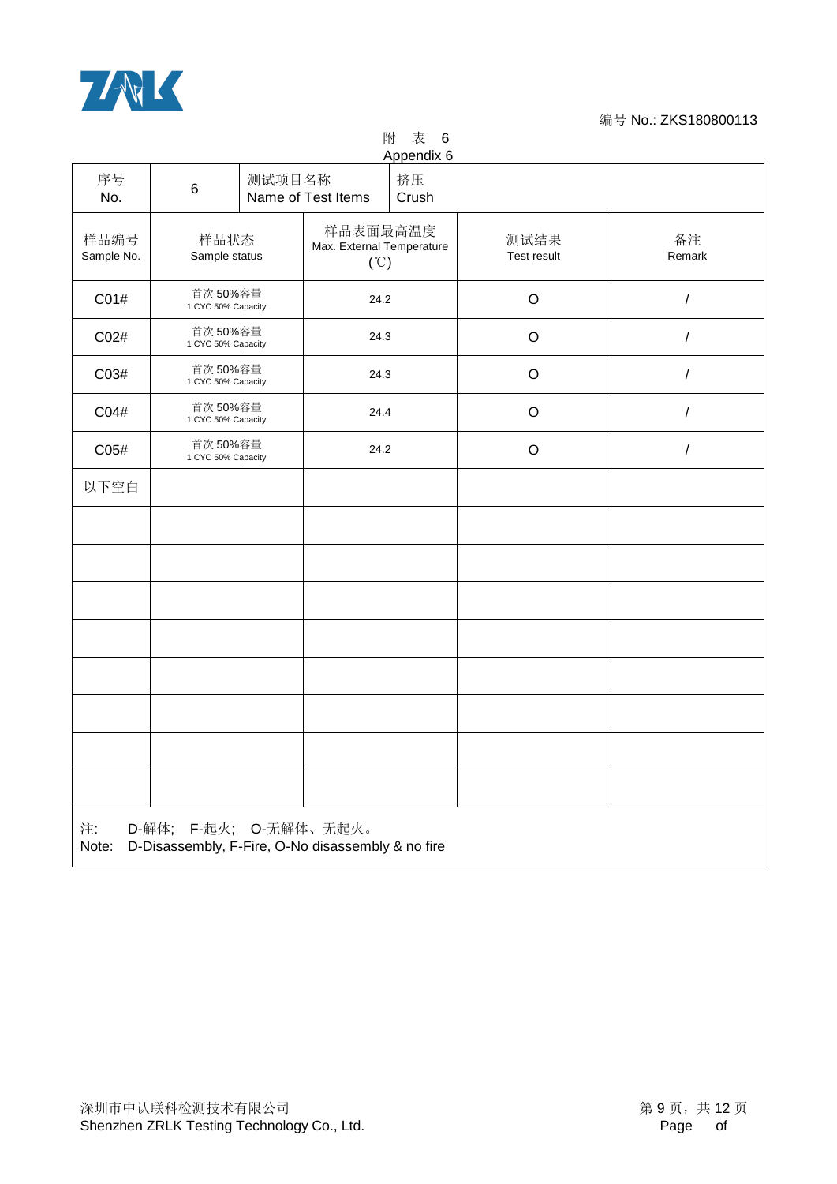编号 No.: ZKS180800113

附 表 6
Appendix 6

| 序号 No. | 6 | 测试项目名称 Name of Test Items | 挤压 Crush | |
|---|---|---|---|---|
| 样品编号 Sample No. | 样品状态 Sample status | 样品表面最高温度 Max. External Temperature (℃) | 测试结果 Test result | 备注 Remark |
| C01# | 首次 50%容量 1 CYC 50% Capacity | 24.2 | O | / |
| C02# | 首次 50%容量 1 CYC 50% Capacity | 24.3 | O | / |
| C03# | 首次 50%容量 1 CYC 50% Capacity | 24.3 | O | / |
| C04# | 首次 50%容量 1 CYC 50% Capacity | 24.4 | O | / |
| C05# | 首次 50%容量 1 CYC 50% Capacity | 24.2 | O | / |
| 以下空白 | | | | |
| | | | | |
| | | | | |
| | | | | |
| | | | | |
| | | | | |
| | | | | |
| | | | | |
| | | | | |

注: D-解体; F-起火; O-无解体、无起火。
Note: D-Disassembly, F-Fire, O-No disassembly & no fire

深圳市中认联科检测技术有限公司
Shenzhen ZRLK Testing Technology Co., Ltd.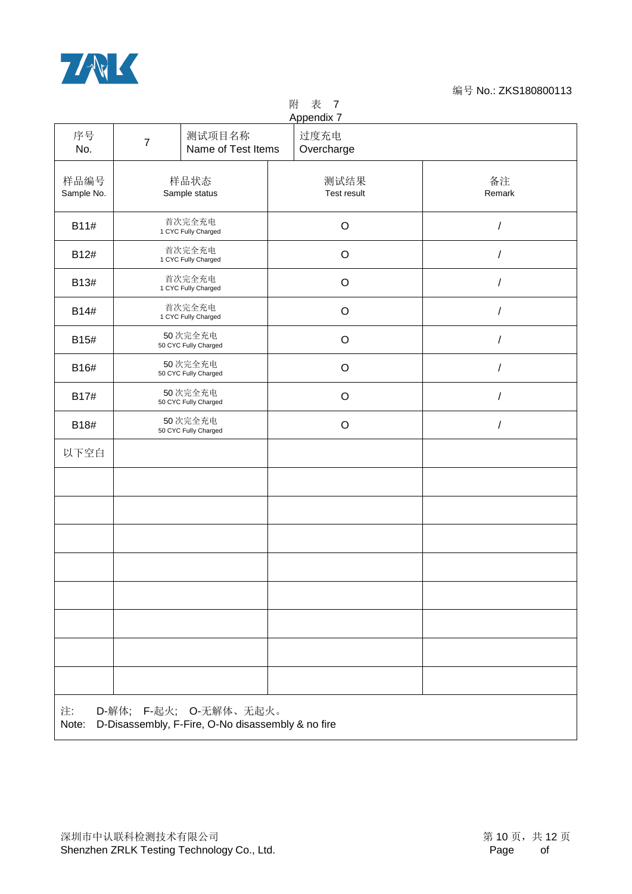编号 No.: ZKS180800113

附 表 7
Appendix 7

| 序号<br>No. | 7 | 测试项目名称<br>Name of Test Items | 过度充电<br>Overcharge |
|---|---|---|---|

| 样品编号<br>Sample No. | 样品状态<br>Sample status | 测试结果<br>Test result | 备注<br>Remark |
|---|---|---|---|
| B11# | 首次完全充电<br>1 CYC Fully Charged | O | / |
| B12# | 首次完全充电<br>1 CYC Fully Charged | O | / |
| B13# | 首次完全充电<br>1 CYC Fully Charged | O | / |
| B14# | 首次完全充电<br>1 CYC Fully Charged | O | / |
| B15# | 50 次完全充电<br>50 CYC Fully Charged | O | / |
| B16# | 50 次完全充电<br>50 CYC Fully Charged | O | / |
| B17# | 50 次完全充电<br>50 CYC Fully Charged | O | / |
| B18# | 50 次完全充电<br>50 CYC Fully Charged | O | / |
| 以下空白 | | | |
| | | | |
| | | | |
| | | | |
| | | | |
| | | | |
| | | | |
| | | | |
| | | | |

注: D-解体; F-起火; O-无解体、无起火。
Note: D-Disassembly, F-Fire, O-No disassembly & no fire

深圳市中认联科检测技术有限公司
Shenzhen ZRLK Testing Technology Co., Ltd.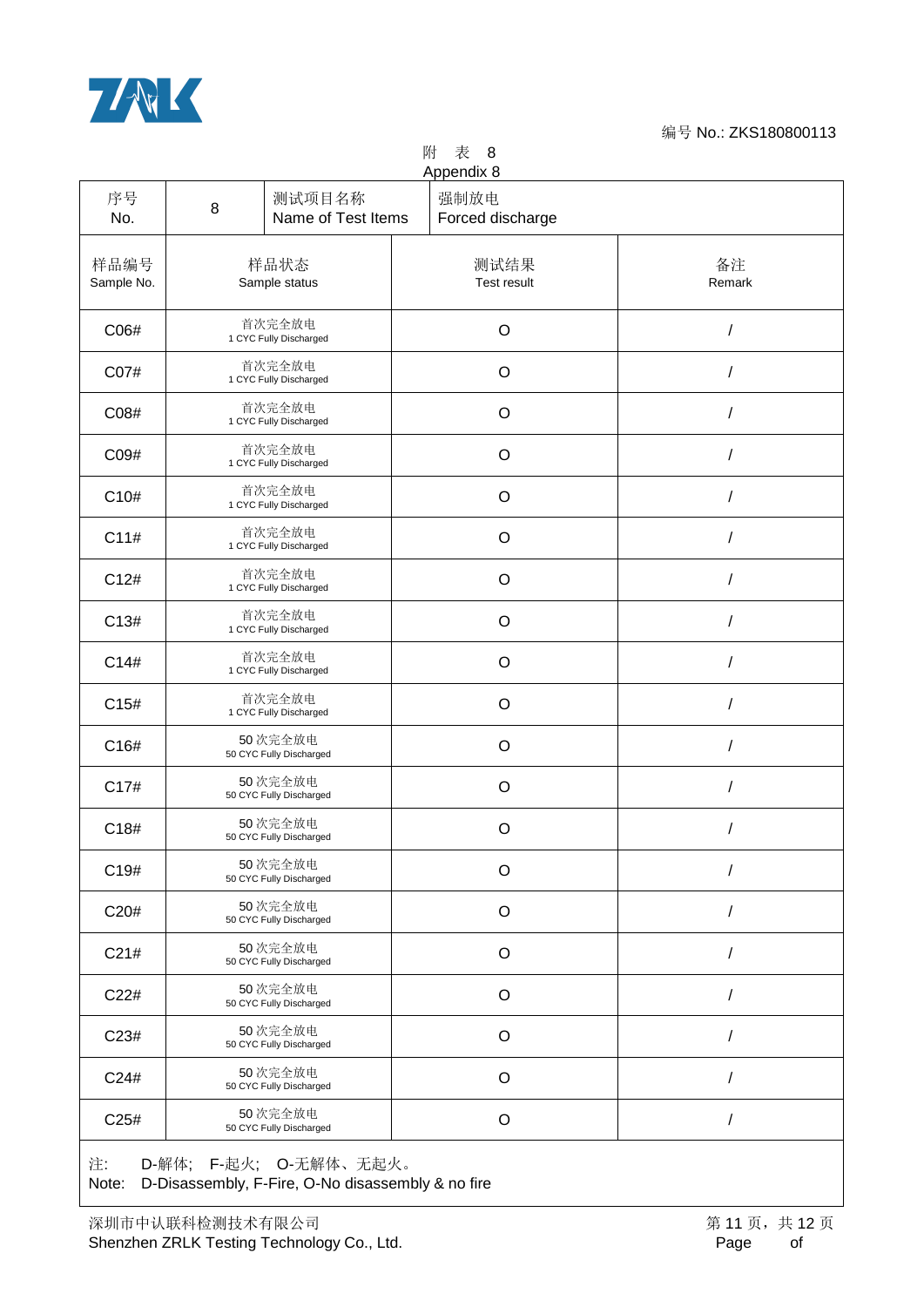编号 No.: ZKS180800113

附　表　8
Appendix 8

| 序号 No. | 8 | 测试项目名称 Name of Test Items | 强制放电 Forced discharge |
|---|---|---|---|
| **样品编号 Sample No.** | **样品状态 Sample status** | **测试结果 Test result** | **备注 Remark** |
| C06# | 首次完全放电 1 CYC Fully Discharged | O | / |
| C07# | 首次完全放电 1 CYC Fully Discharged | O | / |
| C08# | 首次完全放电 1 CYC Fully Discharged | O | / |
| C09# | 首次完全放电 1 CYC Fully Discharged | O | / |
| C10# | 首次完全放电 1 CYC Fully Discharged | O | / |
| C11# | 首次完全放电 1 CYC Fully Discharged | O | / |
| C12# | 首次完全放电 1 CYC Fully Discharged | O | / |
| C13# | 首次完全放电 1 CYC Fully Discharged | O | / |
| C14# | 首次完全放电 1 CYC Fully Discharged | O | / |
| C15# | 首次完全放电 1 CYC Fully Discharged | O | / |
| C16# | 50 次完全放电 50 CYC Fully Discharged | O | / |
| C17# | 50 次完全放电 50 CYC Fully Discharged | O | / |
| C18# | 50 次完全放电 50 CYC Fully Discharged | O | / |
| C19# | 50 次完全放电 50 CYC Fully Discharged | O | / |
| C20# | 50 次完全放电 50 CYC Fully Discharged | O | / |
| C21# | 50 次完全放电 50 CYC Fully Discharged | O | / |
| C22# | 50 次完全放电 50 CYC Fully Discharged | O | / |
| C23# | 50 次完全放电 50 CYC Fully Discharged | O | / |
| C24# | 50 次完全放电 50 CYC Fully Discharged | O | / |
| C25# | 50 次完全放电 50 CYC Fully Discharged | O | / |

注:　D-解体;　F-起火;　O-无解体、无起火。
Note:　D-Disassembly, F-Fire, O-No disassembly & no fire

深圳市中认联科检测技术有限公司
Shenzhen ZRLK Testing Technology Co., Ltd.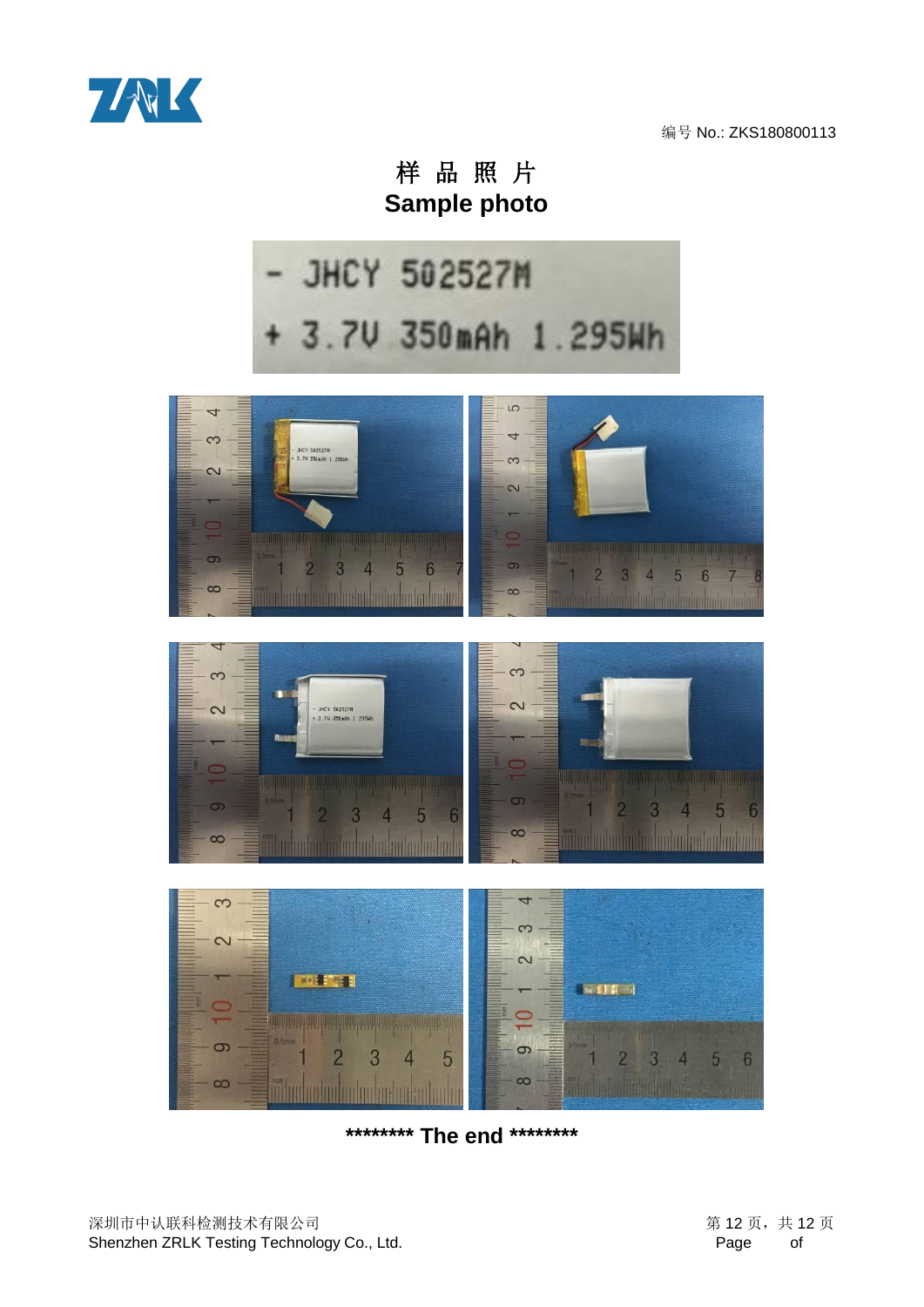编号 No.: ZKS180800113

# 样 品 照 片
# Sample photo

- JHCY 502527M
+ 3.7V 350mAh 1.295Wh

**\*\*\*\*\*\*\*\* The end \*\*\*\*\*\*\*\***